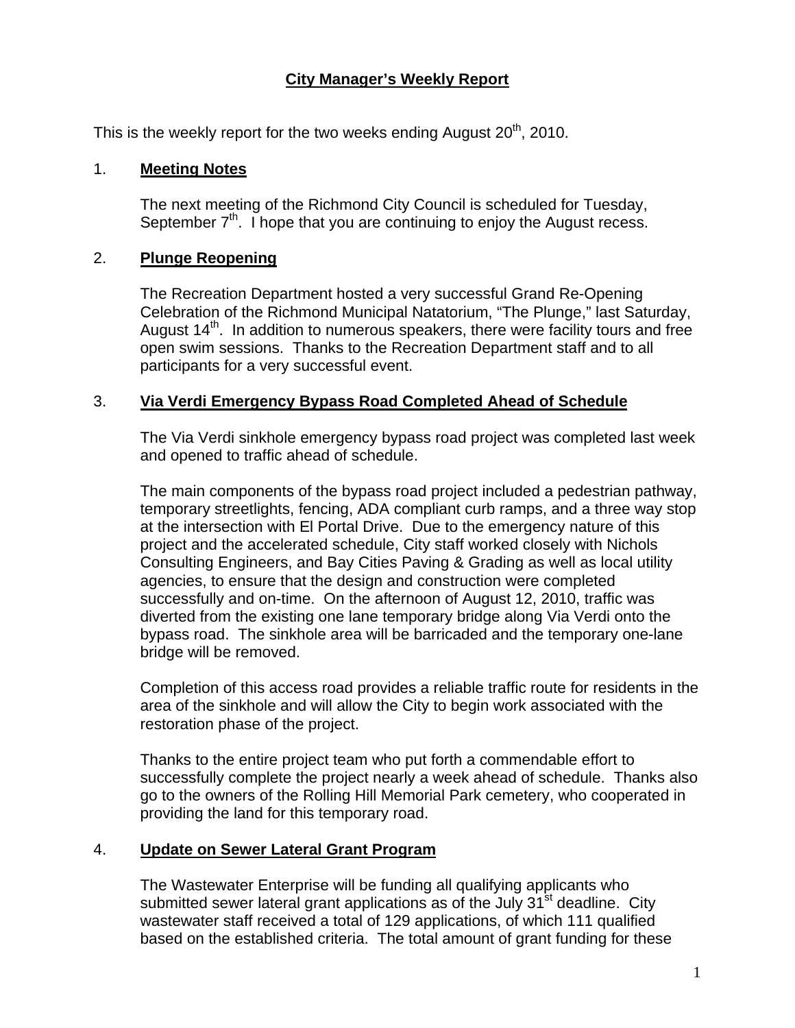# City Manager's Weekly Report

This is the weekly report for the two weeks ending August 20th, 2010.

## 1. Meeting Notes

The next meeting of the Richmond City Council is scheduled for Tuesday, September 7th. I hope that you are continuing to enjoy the August recess.

## 2. Plunge Reopening

The Recreation Department hosted a very successful Grand Re-Opening Celebration of the Richmond Municipal Natatorium, "The Plunge," last Saturday, August 14th. In addition to numerous speakers, there were facility tours and free open swim sessions. Thanks to the Recreation Department staff and to all participants for a very successful event.

## 3. Via Verdi Emergency Bypass Road Completed Ahead of Schedule

The Via Verdi sinkhole emergency bypass road project was completed last week and opened to traffic ahead of schedule.

The main components of the bypass road project included a pedestrian pathway, temporary streetlights, fencing, ADA compliant curb ramps, and a three way stop at the intersection with El Portal Drive. Due to the emergency nature of this project and the accelerated schedule, City staff worked closely with Nichols Consulting Engineers, and Bay Cities Paving & Grading as well as local utility agencies, to ensure that the design and construction were completed successfully and on-time. On the afternoon of August 12, 2010, traffic was diverted from the existing one lane temporary bridge along Via Verdi onto the bypass road. The sinkhole area will be barricaded and the temporary one-lane bridge will be removed.

Completion of this access road provides a reliable traffic route for residents in the area of the sinkhole and will allow the City to begin work associated with the restoration phase of the project.

Thanks to the entire project team who put forth a commendable effort to successfully complete the project nearly a week ahead of schedule. Thanks also go to the owners of the Rolling Hill Memorial Park cemetery, who cooperated in providing the land for this temporary road.

## 4. Update on Sewer Lateral Grant Program

The Wastewater Enterprise will be funding all qualifying applicants who submitted sewer lateral grant applications as of the July 31st deadline. City wastewater staff received a total of 129 applications, of which 111 qualified based on the established criteria. The total amount of grant funding for these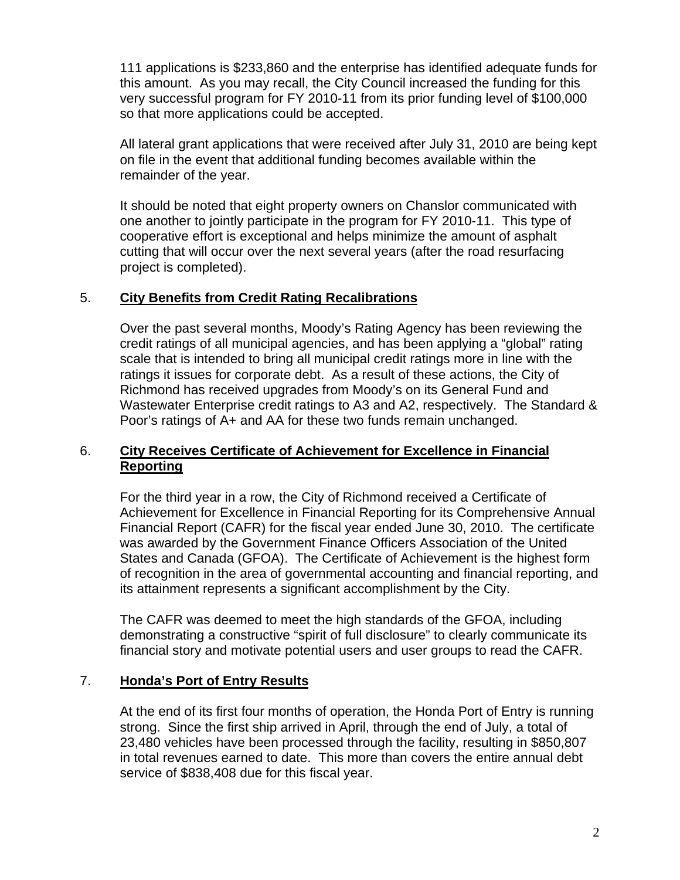111 applications is $233,860 and the enterprise has identified adequate funds for this amount. As you may recall, the City Council increased the funding for this very successful program for FY 2010-11 from its prior funding level of $100,000 so that more applications could be accepted.

All lateral grant applications that were received after July 31, 2010 are being kept on file in the event that additional funding becomes available within the remainder of the year.

It should be noted that eight property owners on Chanslor communicated with one another to jointly participate in the program for FY 2010-11. This type of cooperative effort is exceptional and helps minimize the amount of asphalt cutting that will occur over the next several years (after the road resurfacing project is completed).

5. **City Benefits from Credit Rating Recalibrations**

Over the past several months, Moody's Rating Agency has been reviewing the credit ratings of all municipal agencies, and has been applying a "global" rating scale that is intended to bring all municipal credit ratings more in line with the ratings it issues for corporate debt. As a result of these actions, the City of Richmond has received upgrades from Moody's on its General Fund and Wastewater Enterprise credit ratings to A3 and A2, respectively. The Standard & Poor's ratings of A+ and AA for these two funds remain unchanged.

6. **City Receives Certificate of Achievement for Excellence in Financial Reporting**

For the third year in a row, the City of Richmond received a Certificate of Achievement for Excellence in Financial Reporting for its Comprehensive Annual Financial Report (CAFR) for the fiscal year ended June 30, 2010. The certificate was awarded by the Government Finance Officers Association of the United States and Canada (GFOA). The Certificate of Achievement is the highest form of recognition in the area of governmental accounting and financial reporting, and its attainment represents a significant accomplishment by the City.

The CAFR was deemed to meet the high standards of the GFOA, including demonstrating a constructive "spirit of full disclosure" to clearly communicate its financial story and motivate potential users and user groups to read the CAFR.

7. **Honda's Port of Entry Results**

At the end of its first four months of operation, the Honda Port of Entry is running strong. Since the first ship arrived in April, through the end of July, a total of 23,480 vehicles have been processed through the facility, resulting in $850,807 in total revenues earned to date. This more than covers the entire annual debt service of $838,408 due for this fiscal year.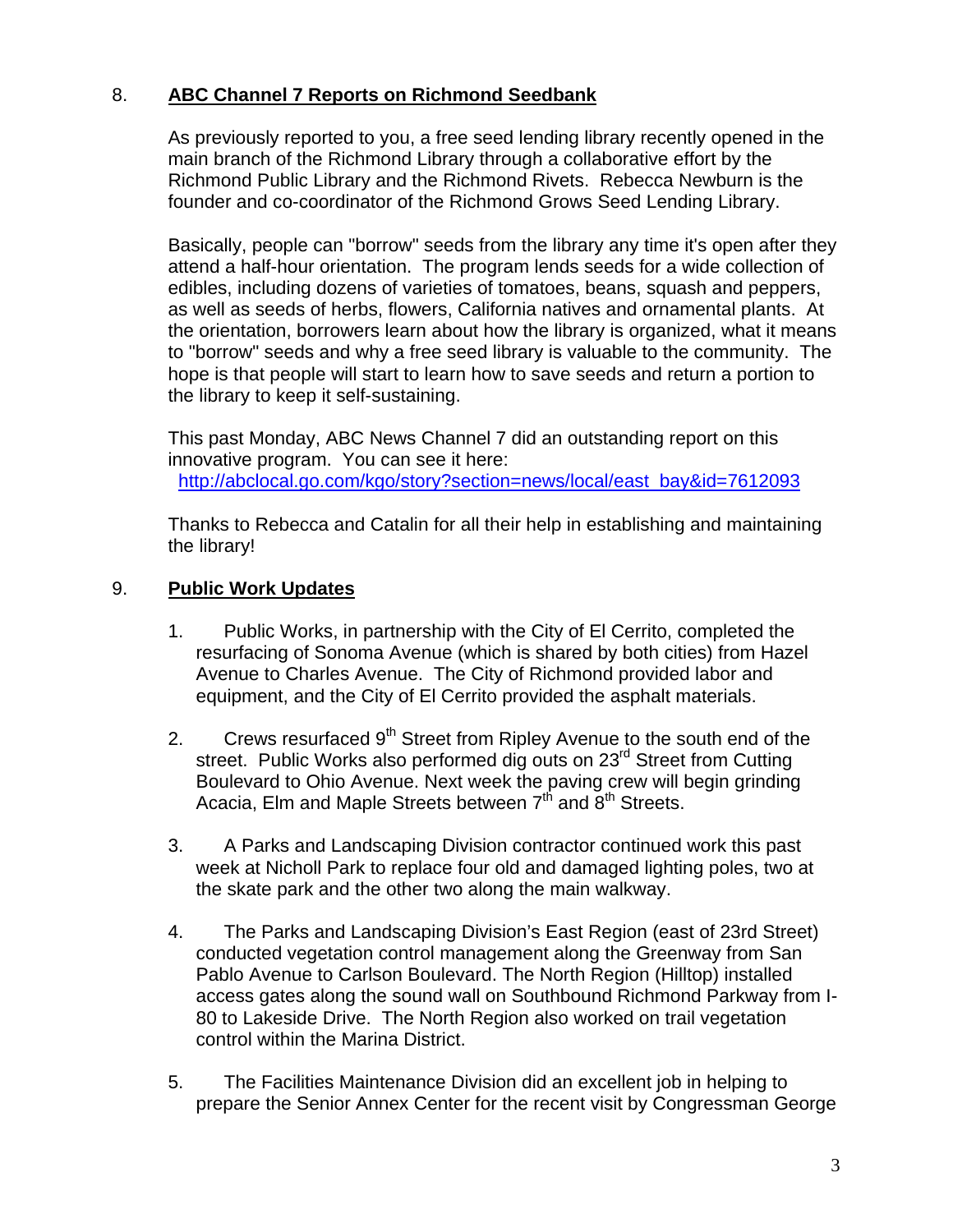8. **ABC Channel 7 Reports on Richmond Seedbank**

As previously reported to you, a free seed lending library recently opened in the main branch of the Richmond Library through a collaborative effort by the Richmond Public Library and the Richmond Rivets. Rebecca Newburn is the founder and co-coordinator of the Richmond Grows Seed Lending Library.

Basically, people can "borrow" seeds from the library any time it's open after they attend a half-hour orientation. The program lends seeds for a wide collection of edibles, including dozens of varieties of tomatoes, beans, squash and peppers, as well as seeds of herbs, flowers, California natives and ornamental plants. At the orientation, borrowers learn about how the library is organized, what it means to "borrow" seeds and why a free seed library is valuable to the community. The hope is that people will start to learn how to save seeds and return a portion to the library to keep it self-sustaining.

This past Monday, ABC News Channel 7 did an outstanding report on this innovative program. You can see it here:
http://abclocal.go.com/kgo/story?section=news/local/east_bay&id=7612093

Thanks to Rebecca and Catalin for all their help in establishing and maintaining the library!

9. **Public Work Updates**

1. Public Works, in partnership with the City of El Cerrito, completed the resurfacing of Sonoma Avenue (which is shared by both cities) from Hazel Avenue to Charles Avenue. The City of Richmond provided labor and equipment, and the City of El Cerrito provided the asphalt materials.

2. Crews resurfaced 9th Street from Ripley Avenue to the south end of the street. Public Works also performed dig outs on 23rd Street from Cutting Boulevard to Ohio Avenue. Next week the paving crew will begin grinding Acacia, Elm and Maple Streets between 7th and 8th Streets.

3. A Parks and Landscaping Division contractor continued work this past week at Nicholl Park to replace four old and damaged lighting poles, two at the skate park and the other two along the main walkway.

4. The Parks and Landscaping Division's East Region (east of 23rd Street) conducted vegetation control management along the Greenway from San Pablo Avenue to Carlson Boulevard. The North Region (Hilltop) installed access gates along the sound wall on Southbound Richmond Parkway from I-80 to Lakeside Drive. The North Region also worked on trail vegetation control within the Marina District.

5. The Facilities Maintenance Division did an excellent job in helping to prepare the Senior Annex Center for the recent visit by Congressman George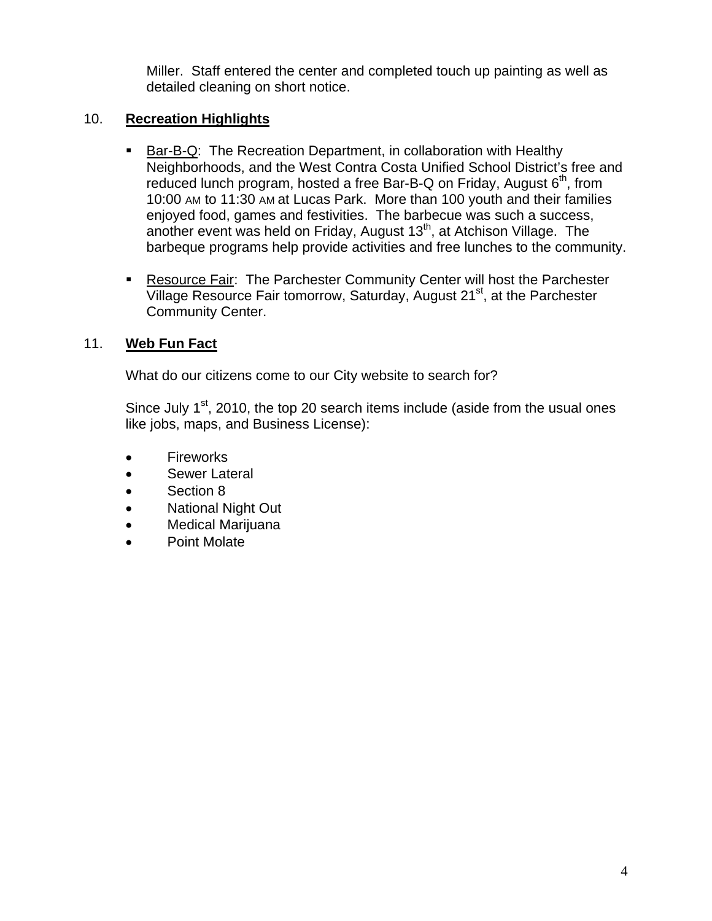Miller. Staff entered the center and completed touch up painting as well as detailed cleaning on short notice.

10. **Recreation Highlights**

- Bar-B-Q: The Recreation Department, in collaboration with Healthy Neighborhoods, and the West Contra Costa Unified School District's free and reduced lunch program, hosted a free Bar-B-Q on Friday, August 6th, from 10:00 AM to 11:30 AM at Lucas Park. More than 100 youth and their families enjoyed food, games and festivities. The barbecue was such a success, another event was held on Friday, August 13th, at Atchison Village. The barbeque programs help provide activities and free lunches to the community.

- Resource Fair: The Parchester Community Center will host the Parchester Village Resource Fair tomorrow, Saturday, August 21st, at the Parchester Community Center.

11. **Web Fun Fact**

What do our citizens come to our City website to search for?

Since July 1st, 2010, the top 20 search items include (aside from the usual ones like jobs, maps, and Business License):

- Fireworks
- Sewer Lateral
- Section 8
- National Night Out
- Medical Marijuana
- Point Molate